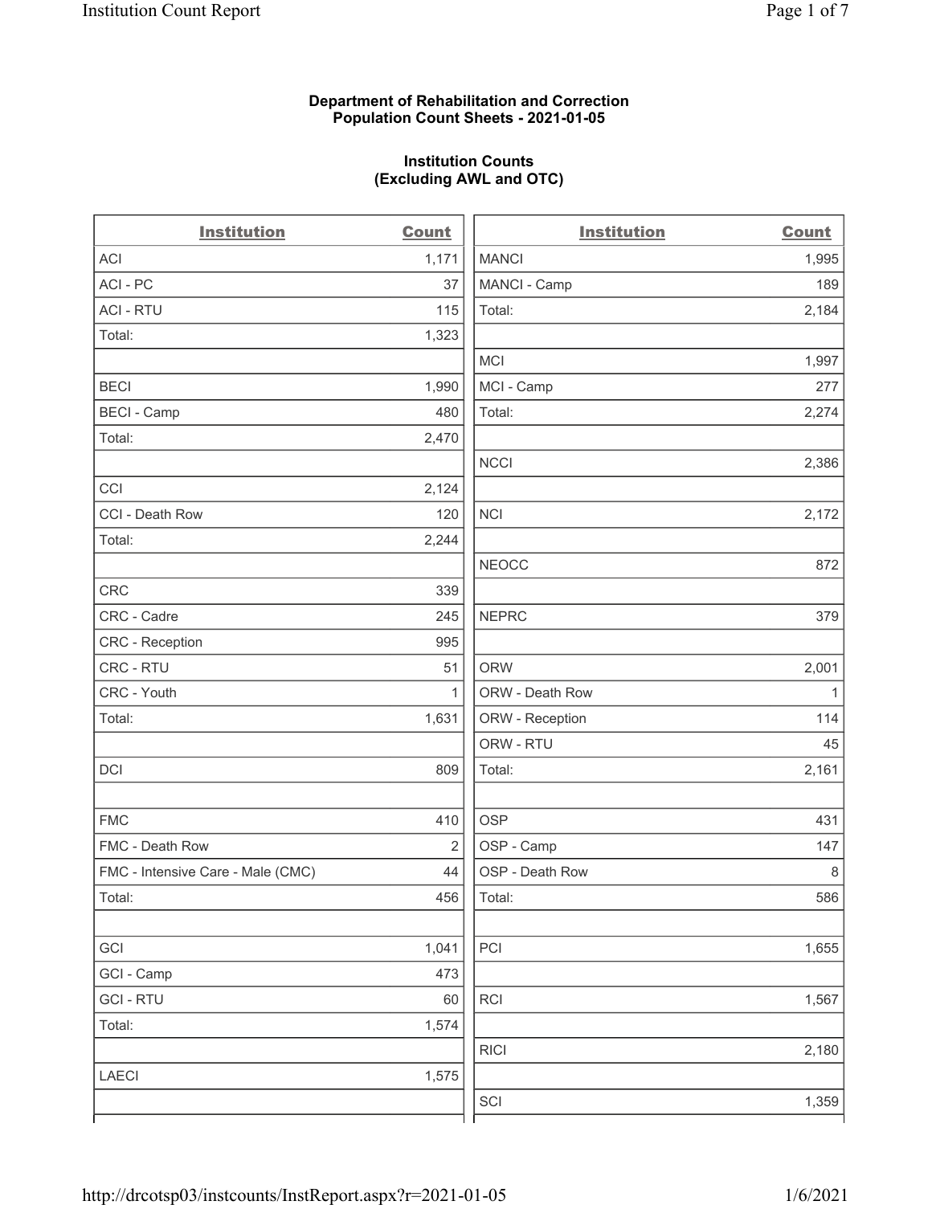**Department of Rehabilitation and Correction**
**Population Count Sheets - 2021-01-05**

**Institution Counts**
**(Excluding AWL and OTC)**

| Institution | Count |
|---|---|
| ACI | 1,171 |
| ACI - PC | 37 |
| ACI - RTU | 115 |
| Total: | 1,323 |
| | |
| BECI | 1,990 |
| BECI - Camp | 480 |
| Total: | 2,470 |
| | |
| CCI | 2,124 |
| CCI - Death Row | 120 |
| Total: | 2,244 |
| | |
| CRC | 339 |
| CRC - Cadre | 245 |
| CRC - Reception | 995 |
| CRC - RTU | 51 |
| CRC - Youth | 1 |
| Total: | 1,631 |
| | |
| DCI | 809 |
| | |
| FMC | 410 |
| FMC - Death Row | 2 |
| FMC - Intensive Care - Male (CMC) | 44 |
| Total: | 456 |
| | |
| GCI | 1,041 |
| GCI - Camp | 473 |
| GCI - RTU | 60 |
| Total: | 1,574 |
| | |
| LAECI | 1,575 |
| | |
| MANCI | 1,995 |
| MANCI - Camp | 189 |
| Total: | 2,184 |
| | |
| MCI | 1,997 |
| MCI - Camp | 277 |
| Total: | 2,274 |
| | |
| NCCI | 2,386 |
| | |
| NCI | 2,172 |
| | |
| NEOCC | 872 |
| | |
| NEPRC | 379 |
| | |
| ORW | 2,001 |
| ORW - Death Row | 1 |
| ORW - Reception | 114 |
| ORW - RTU | 45 |
| Total: | 2,161 |
| | |
| OSP | 431 |
| OSP - Camp | 147 |
| OSP - Death Row | 8 |
| Total: | 586 |
| | |
| PCI | 1,655 |
| | |
| RCI | 1,567 |
| | |
| RICI | 2,180 |
| | |
| SCI | 1,359 |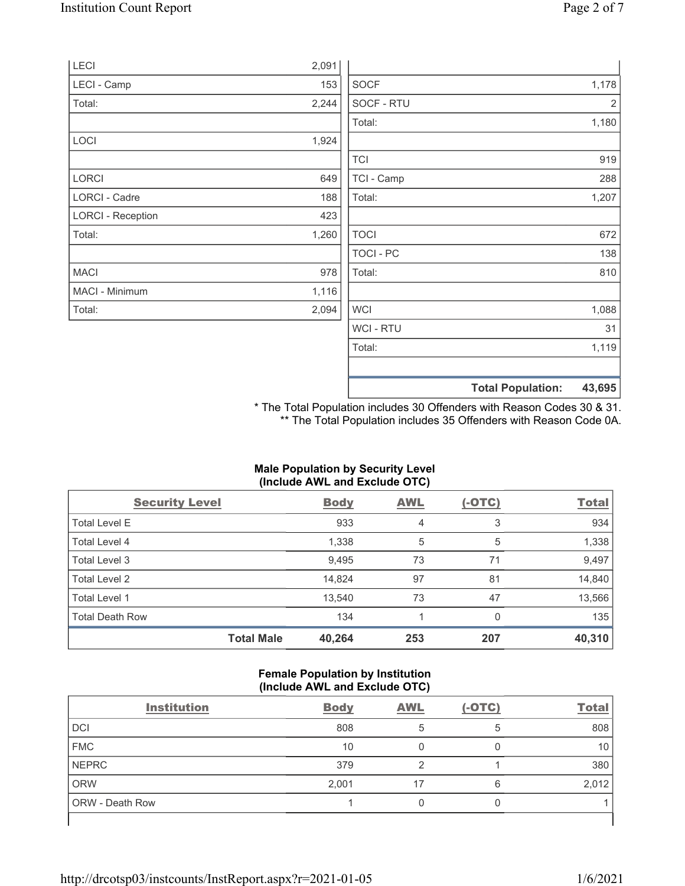| | |
|---|---|
| LECI | 2,091 |
| LECI - Camp | 153 |
| Total: | 2,244 |
| | |
| LOCI | 1,924 |
| | |
| LORCI | 649 |
| LORCI - Cadre | 188 |
| LORCI - Reception | 423 |
| Total: | 1,260 |
| | |
| MACI | 978 |
| MACI - Minimum | 1,116 |
| Total: | 2,094 |

| | |
|---|---|
| | |
| SOCF | 1,178 |
| SOCF - RTU | 2 |
| Total: | 1,180 |
| | |
| TCI | 919 |
| TCI - Camp | 288 |
| Total: | 1,207 |
| | |
| TOCI | 672 |
| TOCI - PC | 138 |
| Total: | 810 |
| | |
| WCI | 1,088 |
| WCI - RTU | 31 |
| Total: | 1,119 |
| | |
| **Total Population:** | **43,695** |

\* The Total Population includes 30 Offenders with Reason Codes 30 & 31.
\*\* The Total Population includes 35 Offenders with Reason Code 0A.

**Male Population by Security Level (Include AWL and Exclude OTC)**

| Security Level | Body | AWL | (-OTC) | Total |
|---|---|---|---|---|
| Total Level E | 933 | 4 | 3 | 934 |
| Total Level 4 | 1,338 | 5 | 5 | 1,338 |
| Total Level 3 | 9,495 | 73 | 71 | 9,497 |
| Total Level 2 | 14,824 | 97 | 81 | 14,840 |
| Total Level 1 | 13,540 | 73 | 47 | 13,566 |
| Total Death Row | 134 | 1 | 0 | 135 |
| **Total Male** | **40,264** | **253** | **207** | **40,310** |

**Female Population by Institution (Include AWL and Exclude OTC)**

| Institution | Body | AWL | (-OTC) | Total |
|---|---|---|---|---|
| DCI | 808 | 5 | 5 | 808 |
| FMC | 10 | 0 | 0 | 10 |
| NEPRC | 379 | 2 | 1 | 380 |
| ORW | 2,001 | 17 | 6 | 2,012 |
| ORW - Death Row | 1 | 0 | 0 | 1 |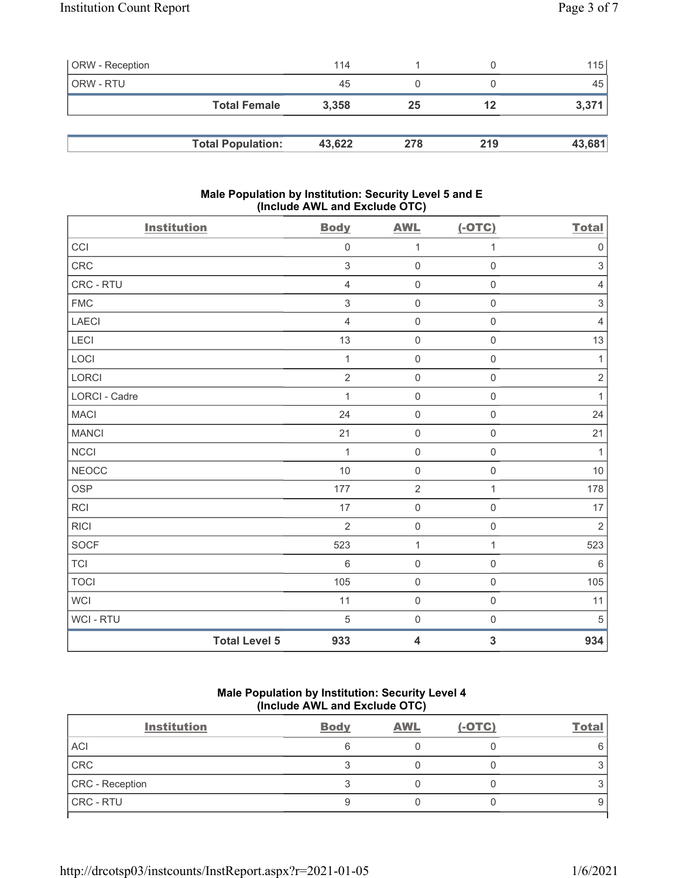| ORW - Reception | 114 | 1 | 0 | 115 |
|---|---|---|---|---|
| ORW - RTU | 45 | 0 | 0 | 45 |
| **Total Female** | **3,358** | **25** | **12** | **3,371** |

| **Total Population:** | **43,622** | **278** | **219** | **43,681** |
|---|---|---|---|---|

### Male Population by Institution: Security Level 5 and E (Include AWL and Exclude OTC)

| Institution | Body | AWL | (-OTC) | Total |
|---|---|---|---|---|
| CCI | 0 | 1 | 1 | 0 |
| CRC | 3 | 0 | 0 | 3 |
| CRC - RTU | 4 | 0 | 0 | 4 |
| FMC | 3 | 0 | 0 | 3 |
| LAECI | 4 | 0 | 0 | 4 |
| LECI | 13 | 0 | 0 | 13 |
| LOCI | 1 | 0 | 0 | 1 |
| LORCI | 2 | 0 | 0 | 2 |
| LORCI - Cadre | 1 | 0 | 0 | 1 |
| MACI | 24 | 0 | 0 | 24 |
| MANCI | 21 | 0 | 0 | 21 |
| NCCI | 1 | 0 | 0 | 1 |
| NEOCC | 10 | 0 | 0 | 10 |
| OSP | 177 | 2 | 1 | 178 |
| RCI | 17 | 0 | 0 | 17 |
| RICI | 2 | 0 | 0 | 2 |
| SOCF | 523 | 1 | 1 | 523 |
| TCI | 6 | 0 | 0 | 6 |
| TOCI | 105 | 0 | 0 | 105 |
| WCI | 11 | 0 | 0 | 11 |
| WCI - RTU | 5 | 0 | 0 | 5 |
| **Total Level 5** | **933** | **4** | **3** | **934** |

### Male Population by Institution: Security Level 4 (Include AWL and Exclude OTC)

| Institution | Body | AWL | (-OTC) | Total |
|---|---|---|---|---|
| ACI | 6 | 0 | 0 | 6 |
| CRC | 3 | 0 | 0 | 3 |
| CRC - Reception | 3 | 0 | 0 | 3 |
| CRC - RTU | 9 | 0 | 0 | 9 |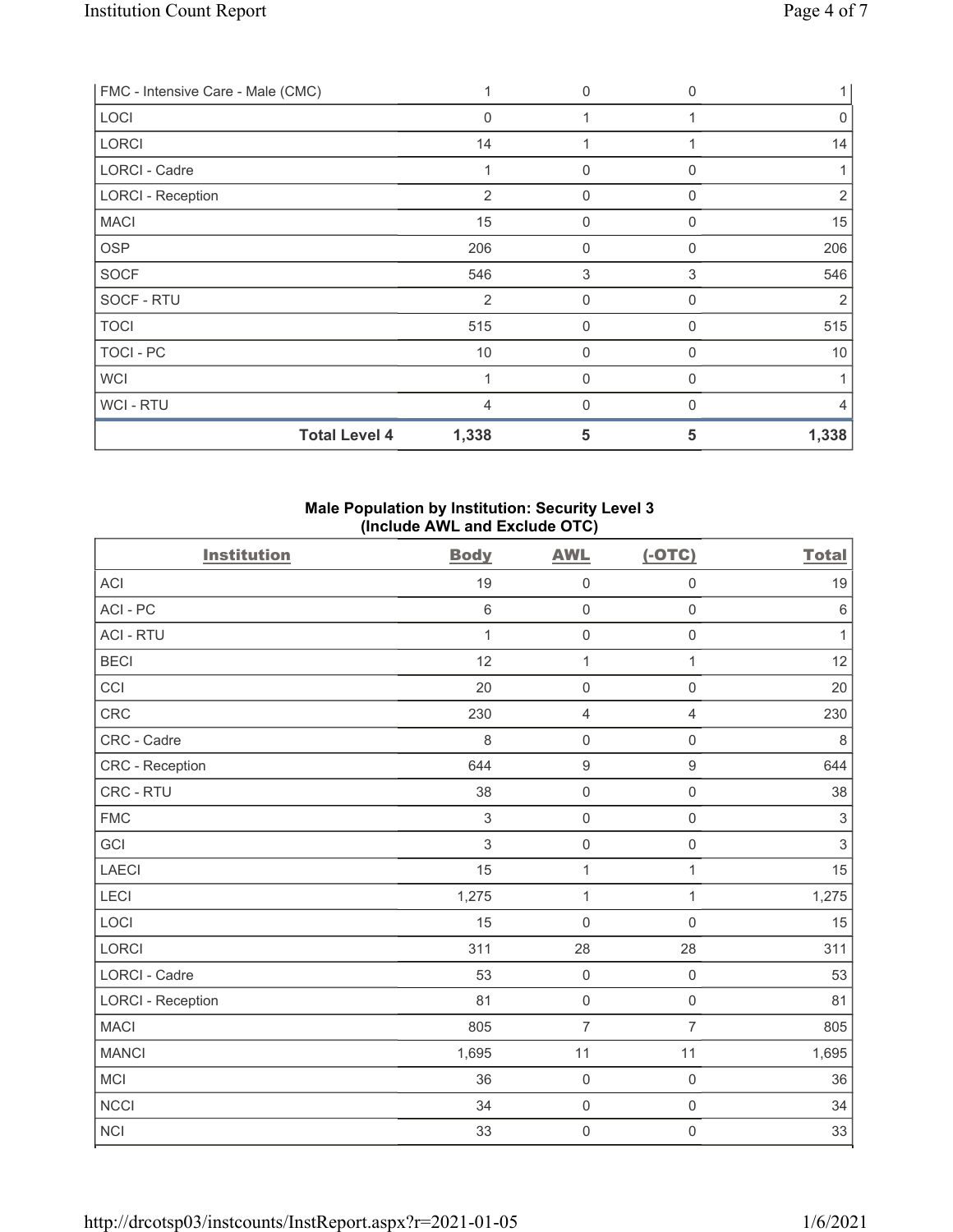| FMC - Intensive Care - Male (CMC) | 1 | 0 | 0 | 1 |
|---|---|---|---|---|
| LOCI | 0 | 1 | 1 | 0 |
| LORCI | 14 | 1 | 1 | 14 |
| LORCI - Cadre | 1 | 0 | 0 | 1 |
| LORCI - Reception | 2 | 0 | 0 | 2 |
| MACI | 15 | 0 | 0 | 15 |
| OSP | 206 | 0 | 0 | 206 |
| SOCF | 546 | 3 | 3 | 546 |
| SOCF - RTU | 2 | 0 | 0 | 2 |
| TOCI | 515 | 0 | 0 | 515 |
| TOCI - PC | 10 | 0 | 0 | 10 |
| WCI | 1 | 0 | 0 | 1 |
| WCI - RTU | 4 | 0 | 0 | 4 |
| **Total Level 4** | **1,338** | **5** | **5** | **1,338** |

## Male Population by Institution: Security Level 3 (Include AWL and Exclude OTC)

| Institution | Body | AWL | (-OTC) | Total |
|---|---|---|---|---|
| ACI | 19 | 0 | 0 | 19 |
| ACI - PC | 6 | 0 | 0 | 6 |
| ACI - RTU | 1 | 0 | 0 | 1 |
| BECI | 12 | 1 | 1 | 12 |
| CCI | 20 | 0 | 0 | 20 |
| CRC | 230 | 4 | 4 | 230 |
| CRC - Cadre | 8 | 0 | 0 | 8 |
| CRC - Reception | 644 | 9 | 9 | 644 |
| CRC - RTU | 38 | 0 | 0 | 38 |
| FMC | 3 | 0 | 0 | 3 |
| GCI | 3 | 0 | 0 | 3 |
| LAECI | 15 | 1 | 1 | 15 |
| LECI | 1,275 | 1 | 1 | 1,275 |
| LOCI | 15 | 0 | 0 | 15 |
| LORCI | 311 | 28 | 28 | 311 |
| LORCI - Cadre | 53 | 0 | 0 | 53 |
| LORCI - Reception | 81 | 0 | 0 | 81 |
| MACI | 805 | 7 | 7 | 805 |
| MANCI | 1,695 | 11 | 11 | 1,695 |
| MCI | 36 | 0 | 0 | 36 |
| NCCI | 34 | 0 | 0 | 34 |
| NCI | 33 | 0 | 0 | 33 |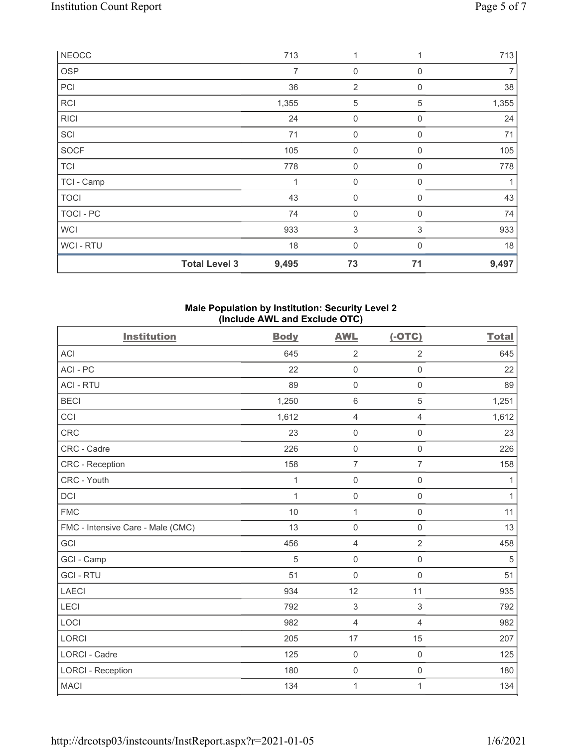| | | | | |
|---|---|---|---|---|
| NEOCC | 713 | 1 | 1 | 713 |
| OSP | 7 | 0 | 0 | 7 |
| PCI | 36 | 2 | 0 | 38 |
| RCI | 1,355 | 5 | 5 | 1,355 |
| RICI | 24 | 0 | 0 | 24 |
| SCI | 71 | 0 | 0 | 71 |
| SOCF | 105 | 0 | 0 | 105 |
| TCI | 778 | 0 | 0 | 778 |
| TCI - Camp | 1 | 0 | 0 | 1 |
| TOCI | 43 | 0 | 0 | 43 |
| TOCI - PC | 74 | 0 | 0 | 74 |
| WCI | 933 | 3 | 3 | 933 |
| WCI - RTU | 18 | 0 | 0 | 18 |
| **Total Level 3** | **9,495** | **73** | **71** | **9,497** |

## Male Population by Institution: Security Level 2 (Include AWL and Exclude OTC)

| Institution | Body | AWL | (-OTC) | Total |
|---|---|---|---|---|
| ACI | 645 | 2 | 2 | 645 |
| ACI - PC | 22 | 0 | 0 | 22 |
| ACI - RTU | 89 | 0 | 0 | 89 |
| BECI | 1,250 | 6 | 5 | 1,251 |
| CCI | 1,612 | 4 | 4 | 1,612 |
| CRC | 23 | 0 | 0 | 23 |
| CRC - Cadre | 226 | 0 | 0 | 226 |
| CRC - Reception | 158 | 7 | 7 | 158 |
| CRC - Youth | 1 | 0 | 0 | 1 |
| DCI | 1 | 0 | 0 | 1 |
| FMC | 10 | 1 | 0 | 11 |
| FMC - Intensive Care - Male (CMC) | 13 | 0 | 0 | 13 |
| GCI | 456 | 4 | 2 | 458 |
| GCI - Camp | 5 | 0 | 0 | 5 |
| GCI - RTU | 51 | 0 | 0 | 51 |
| LAECI | 934 | 12 | 11 | 935 |
| LECI | 792 | 3 | 3 | 792 |
| LOCI | 982 | 4 | 4 | 982 |
| LORCI | 205 | 17 | 15 | 207 |
| LORCI - Cadre | 125 | 0 | 0 | 125 |
| LORCI - Reception | 180 | 0 | 0 | 180 |
| MACI | 134 | 1 | 1 | 134 |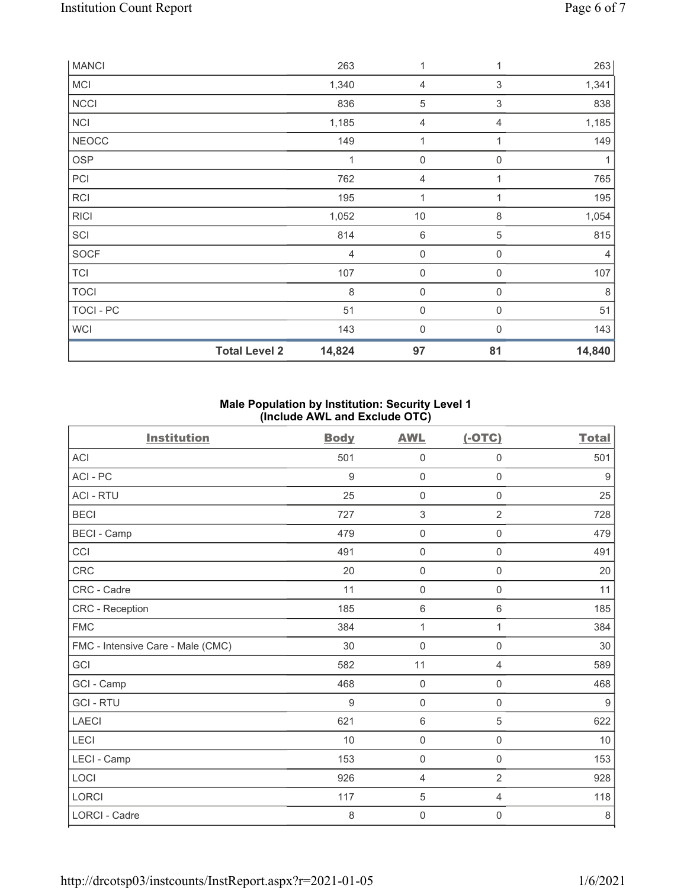| | Body | AWL | (-OTC) | Total |
|---|---|---|---|---|
| MANCI | 263 | 1 | 1 | 263 |
| MCI | 1,340 | 4 | 3 | 1,341 |
| NCCI | 836 | 5 | 3 | 838 |
| NCI | 1,185 | 4 | 4 | 1,185 |
| NEOCC | 149 | 1 | 1 | 149 |
| OSP | 1 | 0 | 0 | 1 |
| PCI | 762 | 4 | 1 | 765 |
| RCI | 195 | 1 | 1 | 195 |
| RICI | 1,052 | 10 | 8 | 1,054 |
| SCI | 814 | 6 | 5 | 815 |
| SOCF | 4 | 0 | 0 | 4 |
| TCI | 107 | 0 | 0 | 107 |
| TOCI | 8 | 0 | 0 | 8 |
| TOCI - PC | 51 | 0 | 0 | 51 |
| WCI | 143 | 0 | 0 | 143 |
| **Total Level 2** | **14,824** | **97** | **81** | **14,840** |

## Male Population by Institution: Security Level 1 (Include AWL and Exclude OTC)

| Institution | Body | AWL | (-OTC) | Total |
|---|---|---|---|---|
| ACI | 501 | 0 | 0 | 501 |
| ACI - PC | 9 | 0 | 0 | 9 |
| ACI - RTU | 25 | 0 | 0 | 25 |
| BECI | 727 | 3 | 2 | 728 |
| BECI - Camp | 479 | 0 | 0 | 479 |
| CCI | 491 | 0 | 0 | 491 |
| CRC | 20 | 0 | 0 | 20 |
| CRC - Cadre | 11 | 0 | 0 | 11 |
| CRC - Reception | 185 | 6 | 6 | 185 |
| FMC | 384 | 1 | 1 | 384 |
| FMC - Intensive Care - Male (CMC) | 30 | 0 | 0 | 30 |
| GCI | 582 | 11 | 4 | 589 |
| GCI - Camp | 468 | 0 | 0 | 468 |
| GCI - RTU | 9 | 0 | 0 | 9 |
| LAECI | 621 | 6 | 5 | 622 |
| LECI | 10 | 0 | 0 | 10 |
| LECI - Camp | 153 | 0 | 0 | 153 |
| LOCI | 926 | 4 | 2 | 928 |
| LORCI | 117 | 5 | 4 | 118 |
| LORCI - Cadre | 8 | 0 | 0 | 8 |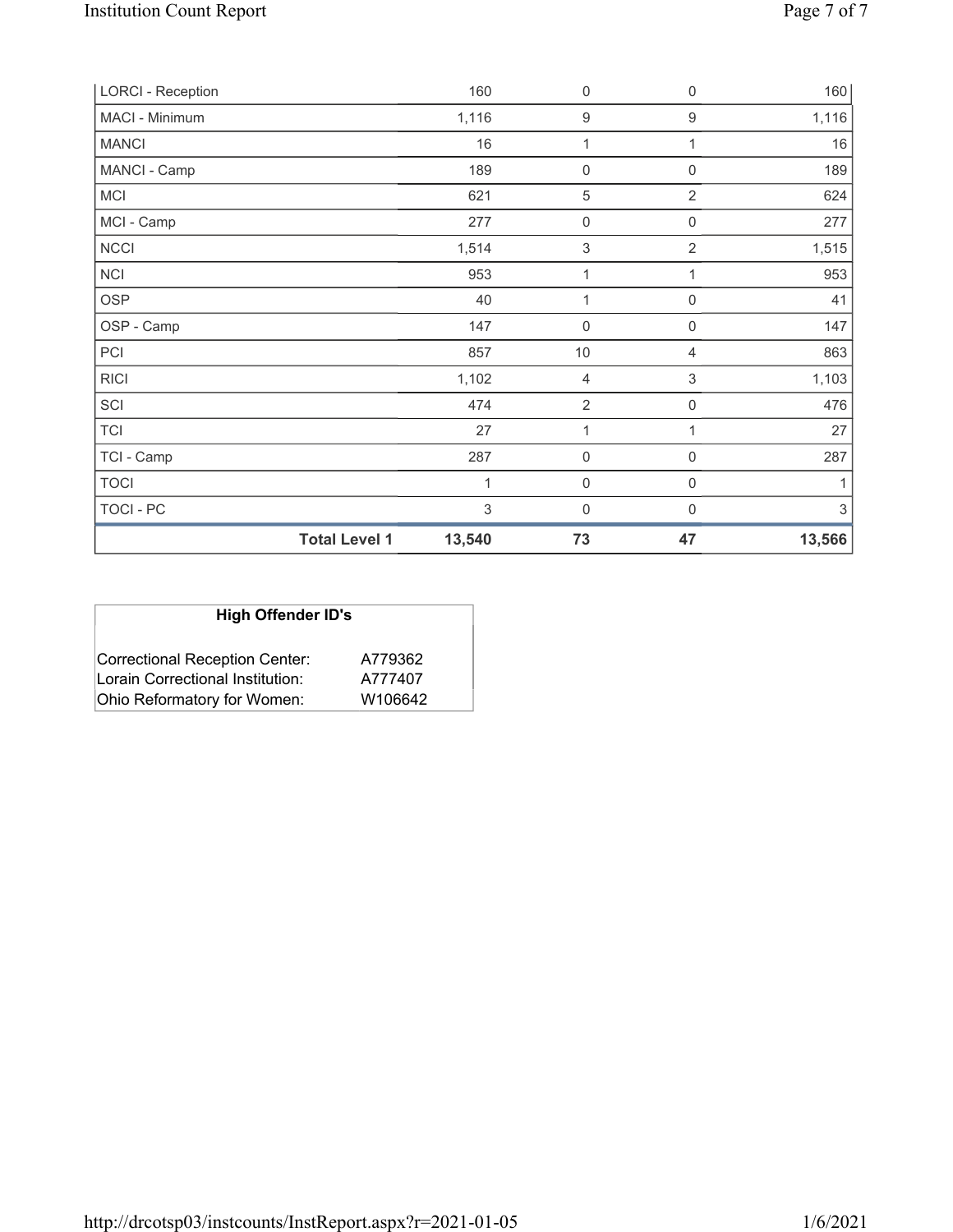| | | | | |
|---|---|---|---|---|
| LORCI - Reception | 160 | 0 | 0 | 160 |
| MACI - Minimum | 1,116 | 9 | 9 | 1,116 |
| MANCI | 16 | 1 | 1 | 16 |
| MANCI - Camp | 189 | 0 | 0 | 189 |
| MCI | 621 | 5 | 2 | 624 |
| MCI - Camp | 277 | 0 | 0 | 277 |
| NCCI | 1,514 | 3 | 2 | 1,515 |
| NCI | 953 | 1 | 1 | 953 |
| OSP | 40 | 1 | 0 | 41 |
| OSP - Camp | 147 | 0 | 0 | 147 |
| PCI | 857 | 10 | 4 | 863 |
| RICI | 1,102 | 4 | 3 | 1,103 |
| SCI | 474 | 2 | 0 | 476 |
| TCI | 27 | 1 | 1 | 27 |
| TCI - Camp | 287 | 0 | 0 | 287 |
| TOCI | 1 | 0 | 0 | 1 |
| TOCI - PC | 3 | 0 | 0 | 3 |
| **Total Level 1** | **13,540** | **73** | **47** | **13,566** |

| High Offender ID's | |
|---|---|
| Correctional Reception Center: | A779362 |
| Lorain Correctional Institution: | A777407 |
| Ohio Reformatory for Women: | W106642 |